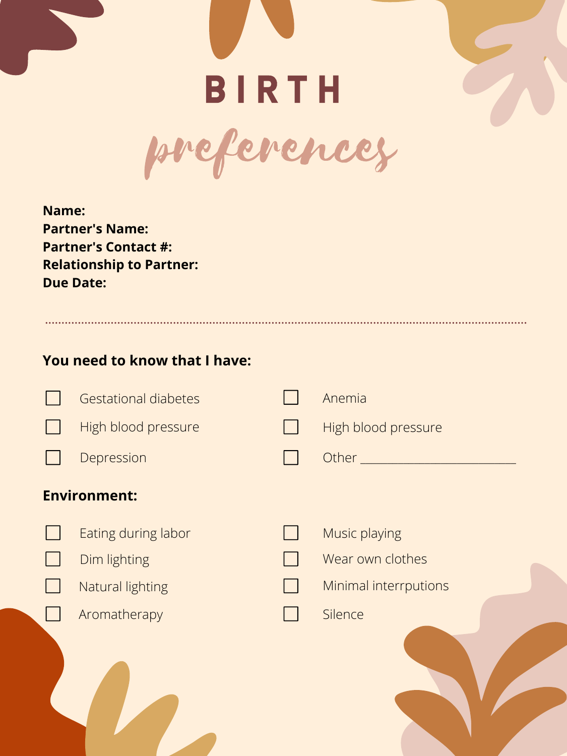# BIRTH *preferences*

**Name:**
**Partner's Name:**
**Partner's Contact #:**
**Relationship to Partner:**
**Due Date:**

---

**You need to know that I have:**

- [ ] Gestational diabetes
- [ ] High blood pressure
- [ ] Depression
- [ ] Anemia
- [ ] High blood pressure
- [ ] Other ________________________

**Environment:**

- [ ] Eating during labor
- [ ] Dim lighting
- [ ] Natural lighting
- [ ] Aromatherapy
- [ ] Music playing
- [ ] Wear own clothes
- [ ] Minimal interrputions
- [ ] Silence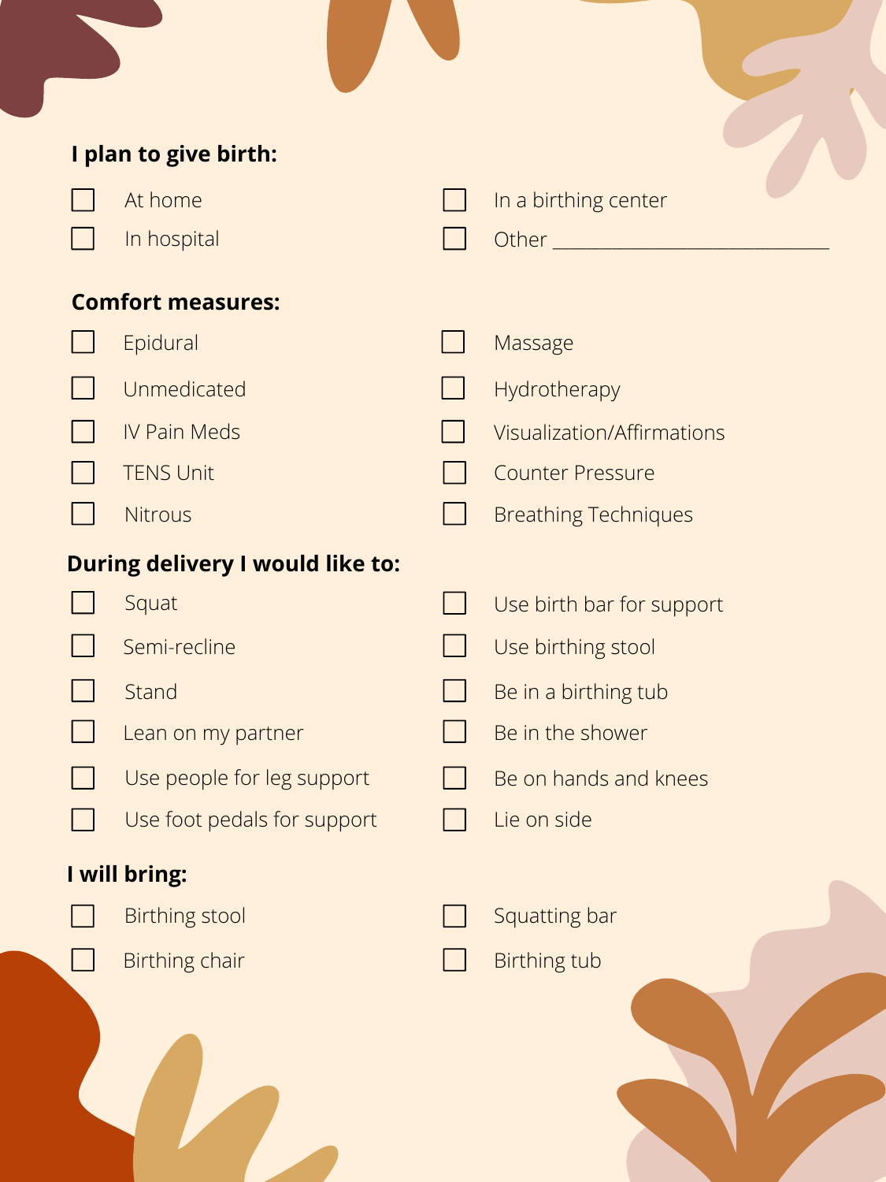## I plan to give birth:

- [ ] At home
- [ ] In hospital
- [ ] In a birthing center
- [ ] Other ____________________________

## Comfort measures:

- [ ] Epidural
- [ ] Unmedicated
- [ ] IV Pain Meds
- [ ] TENS Unit
- [ ] Nitrous
- [ ] Massage
- [ ] Hydrotherapy
- [ ] Visualization/Affirmations
- [ ] Counter Pressure
- [ ] Breathing Techniques

## During delivery I would like to:

- [ ] Squat
- [ ] Semi-recline
- [ ] Stand
- [ ] Lean on my partner
- [ ] Use people for leg support
- [ ] Use foot pedals for support
- [ ] Use birth bar for support
- [ ] Use birthing stool
- [ ] Be in a birthing tub
- [ ] Be in the shower
- [ ] Be on hands and knees
- [ ] Lie on side

## I will bring:

- [ ] Birthing stool
- [ ] Birthing chair
- [ ] Squatting bar
- [ ] Birthing tub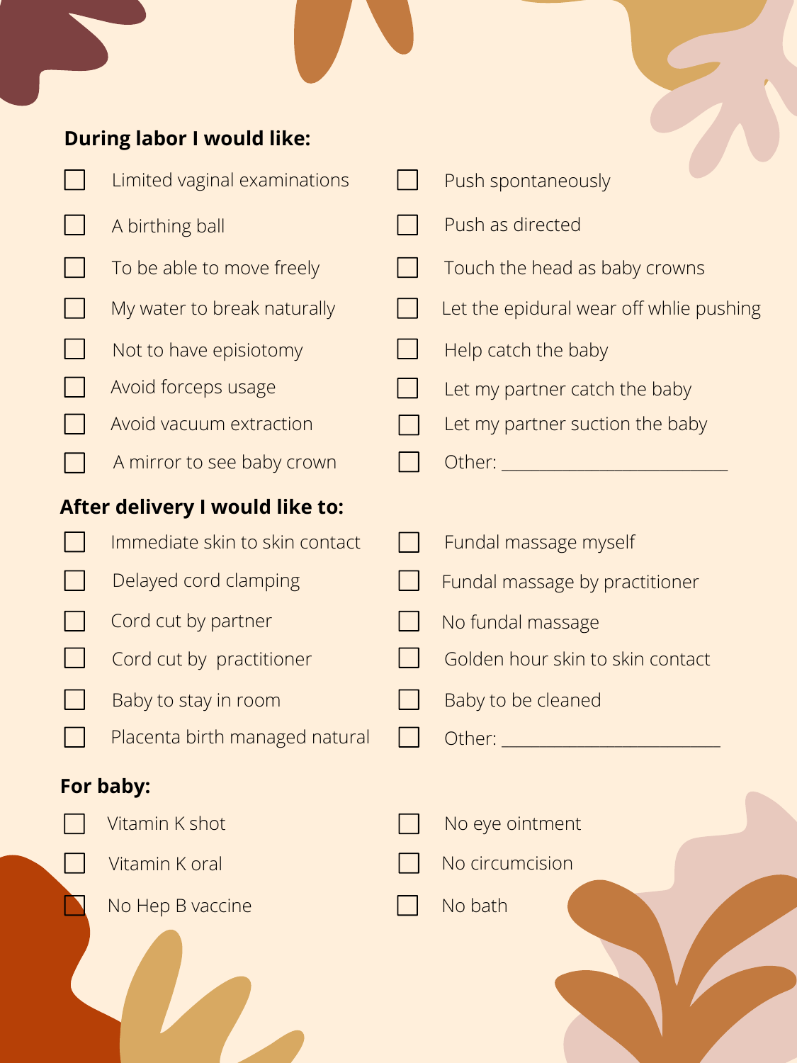**During labor I would like:**

- [ ] Limited vaginal examinations
- [ ] A birthing ball
- [ ] To be able to move freely
- [ ] My water to break naturally
- [ ] Not to have episiotomy
- [ ] Avoid forceps usage
- [ ] Avoid vacuum extraction
- [ ] A mirror to see baby crown
- [ ] Push spontaneously
- [ ] Push as directed
- [ ] Touch the head as baby crowns
- [ ] Let the epidural wear off whlie pushing
- [ ] Help catch the baby
- [ ] Let my partner catch the baby
- [ ] Let my partner suction the baby
- [ ] Other: ______________________

**After delivery I would like to:**

- [ ] Immediate skin to skin contact
- [ ] Delayed cord clamping
- [ ] Cord cut by partner
- [ ] Cord cut by practitioner
- [ ] Baby to stay in room
- [ ] Placenta birth managed natural
- [ ] Fundal massage myself
- [ ] Fundal massage by practitioner
- [ ] No fundal massage
- [ ] Golden hour skin to skin contact
- [ ] Baby to be cleaned
- [ ] Other: ______________________

**For baby:**

- [ ] Vitamin K shot
- [ ] Vitamin K oral
- [ ] No Hep B vaccine
- [ ] No eye ointment
- [ ] No circumcision
- [ ] No bath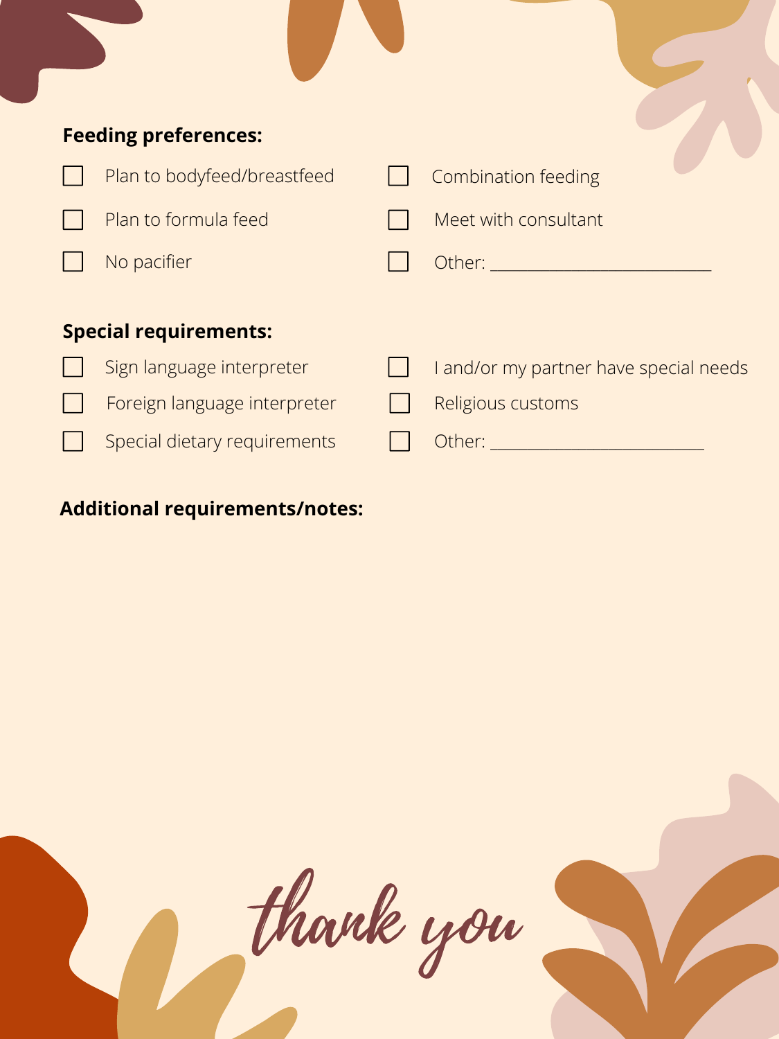**Feeding preferences:**

- [ ] Plan to bodyfeed/breastfeed
- [ ] Plan to formula feed
- [ ] No pacifier
- [ ] Combination feeding
- [ ] Meet with consultant
- [ ] Other: ________________________

**Special requirements:**

- [ ] Sign language interpreter
- [ ] Foreign language interpreter
- [ ] Special dietary requirements
- [ ] I and/or my partner have special needs
- [ ] Religious customs
- [ ] Other: ________________________

**Additional requirements/notes:**

*thank you*